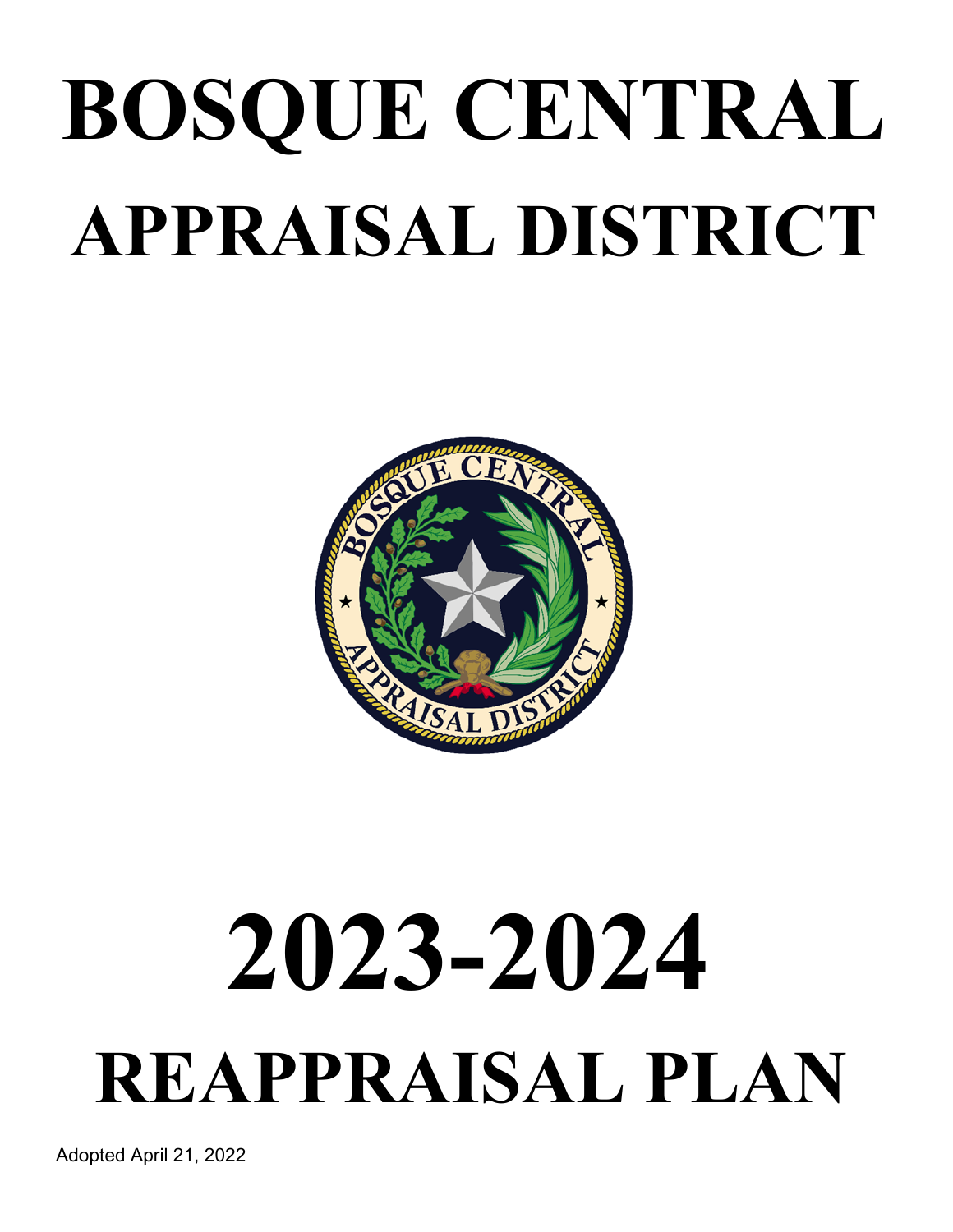# BOSQUE CENTRAL

# APPRAISAL DISTRICT

# 2023-2024

# REAPPRAISAL PLAN

Adopted April 21, 2022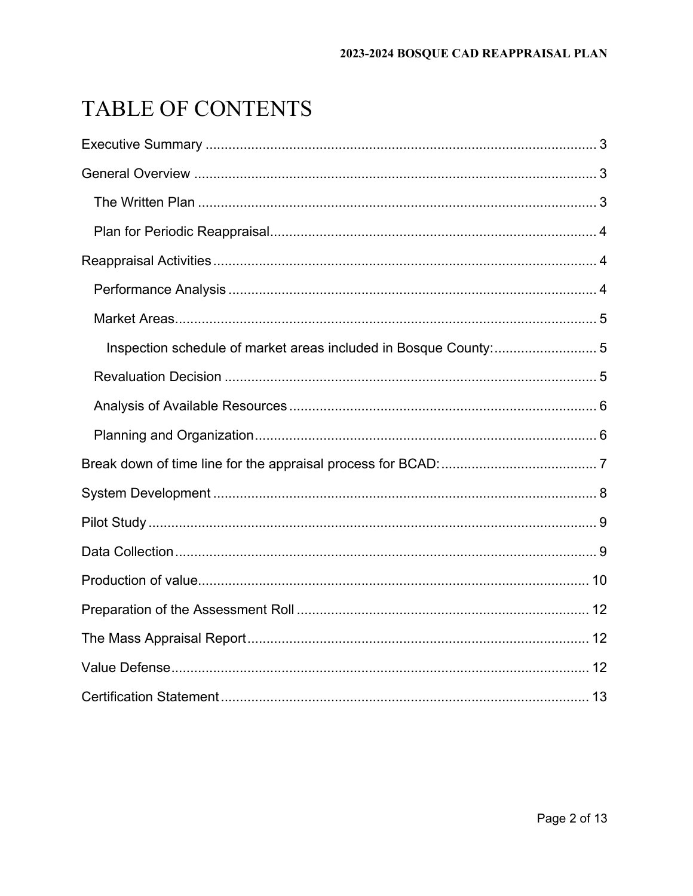# TABLE OF CONTENTS

Executive Summary ........................................................................................................ 3

General Overview .......................................................................................................... 3

  The Written Plan ......................................................................................................... 3

  Plan for Periodic Reappraisal...................................................................................... 4

Reappraisal Activities ..................................................................................................... 4

  Performance Analysis ................................................................................................. 4

  Market Areas............................................................................................................... 5

    Inspection schedule of market areas included in Bosque County:........................... 5

  Revaluation Decision .................................................................................................. 5

  Analysis of Available Resources ................................................................................. 6

  Planning and Organization.......................................................................................... 6

Break down of time line for the appraisal process for BCAD:......................................... 7

System Development ..................................................................................................... 8

Pilot Study ...................................................................................................................... 9

Data Collection ............................................................................................................... 9

Production of value....................................................................................................... 10

Preparation of the Assessment Roll ............................................................................. 12

The Mass Appraisal Report .......................................................................................... 12

Value Defense.............................................................................................................. 12

Certification Statement ................................................................................................. 13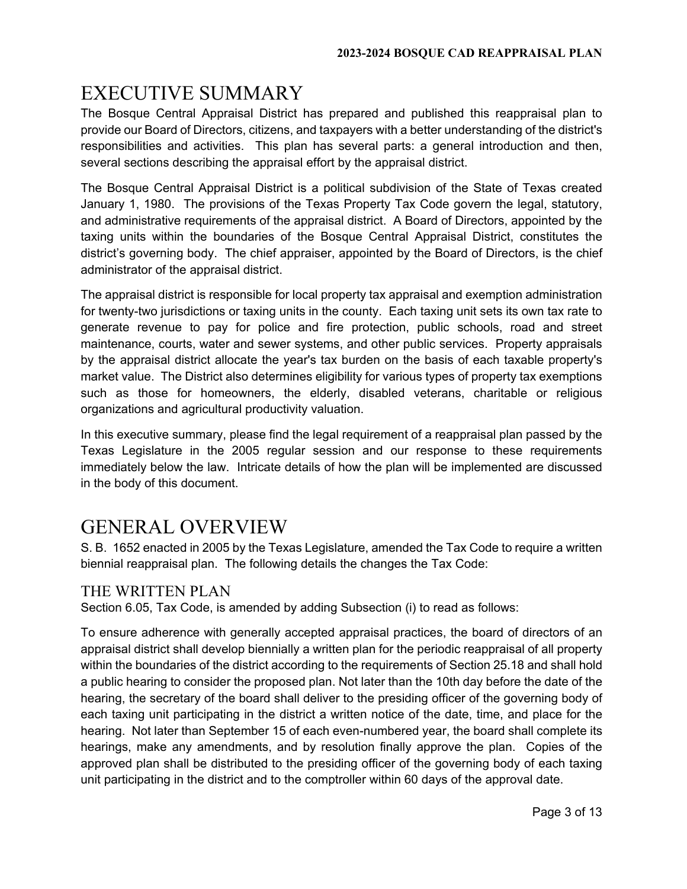# EXECUTIVE SUMMARY

The Bosque Central Appraisal District has prepared and published this reappraisal plan to provide our Board of Directors, citizens, and taxpayers with a better understanding of the district's responsibilities and activities. This plan has several parts: a general introduction and then, several sections describing the appraisal effort by the appraisal district.

The Bosque Central Appraisal District is a political subdivision of the State of Texas created January 1, 1980. The provisions of the Texas Property Tax Code govern the legal, statutory, and administrative requirements of the appraisal district. A Board of Directors, appointed by the taxing units within the boundaries of the Bosque Central Appraisal District, constitutes the district's governing body. The chief appraiser, appointed by the Board of Directors, is the chief administrator of the appraisal district.

The appraisal district is responsible for local property tax appraisal and exemption administration for twenty-two jurisdictions or taxing units in the county. Each taxing unit sets its own tax rate to generate revenue to pay for police and fire protection, public schools, road and street maintenance, courts, water and sewer systems, and other public services. Property appraisals by the appraisal district allocate the year's tax burden on the basis of each taxable property's market value. The District also determines eligibility for various types of property tax exemptions such as those for homeowners, the elderly, disabled veterans, charitable or religious organizations and agricultural productivity valuation.

In this executive summary, please find the legal requirement of a reappraisal plan passed by the Texas Legislature in the 2005 regular session and our response to these requirements immediately below the law. Intricate details of how the plan will be implemented are discussed in the body of this document.

# GENERAL OVERVIEW

S. B. 1652 enacted in 2005 by the Texas Legislature, amended the Tax Code to require a written biennial reappraisal plan. The following details the changes the Tax Code:

## THE WRITTEN PLAN

Section 6.05, Tax Code, is amended by adding Subsection (i) to read as follows:

To ensure adherence with generally accepted appraisal practices, the board of directors of an appraisal district shall develop biennially a written plan for the periodic reappraisal of all property within the boundaries of the district according to the requirements of Section 25.18 and shall hold a public hearing to consider the proposed plan. Not later than the 10th day before the date of the hearing, the secretary of the board shall deliver to the presiding officer of the governing body of each taxing unit participating in the district a written notice of the date, time, and place for the hearing. Not later than September 15 of each even-numbered year, the board shall complete its hearings, make any amendments, and by resolution finally approve the plan. Copies of the approved plan shall be distributed to the presiding officer of the governing body of each taxing unit participating in the district and to the comptroller within 60 days of the approval date.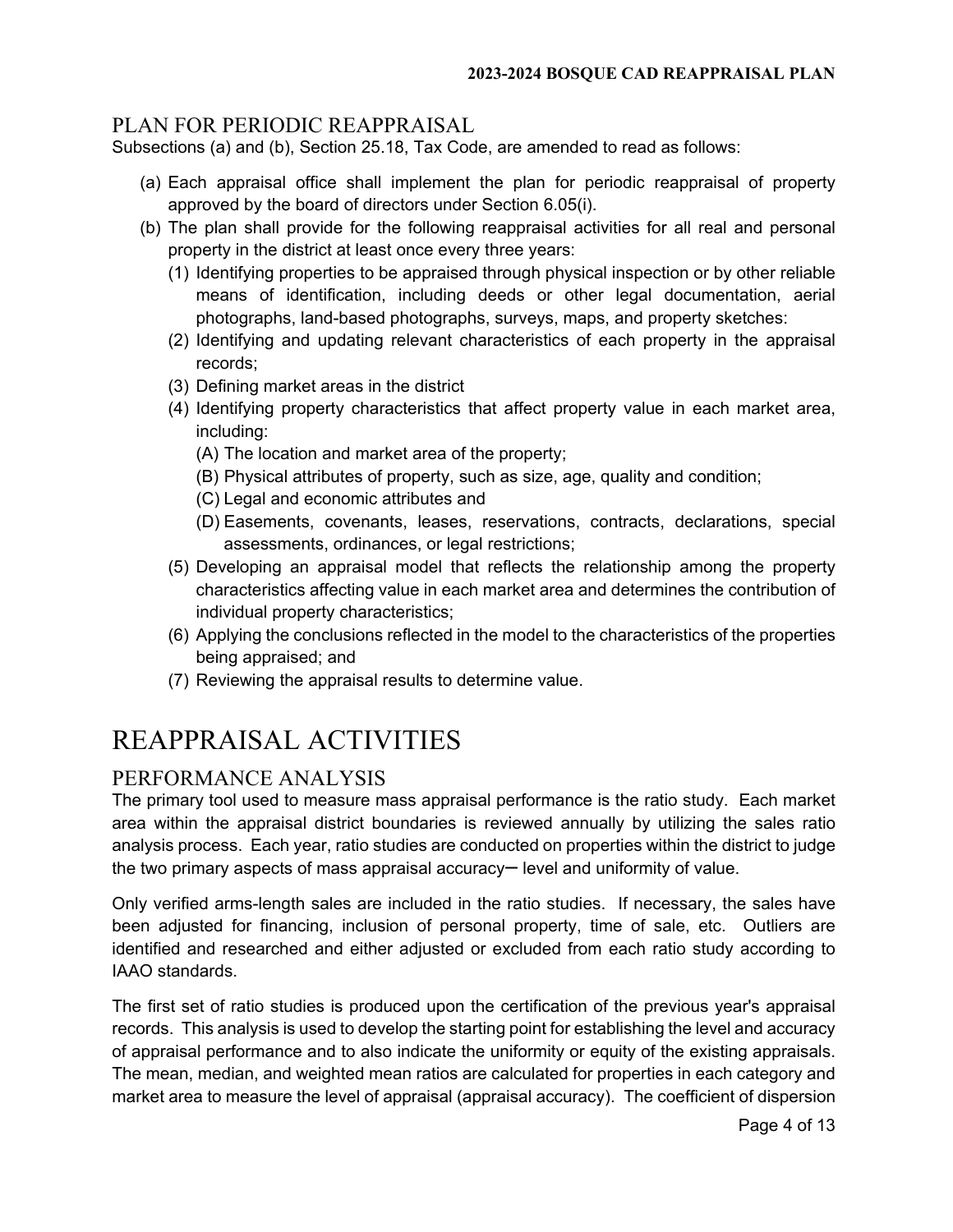## PLAN FOR PERIODIC REAPPRAISAL

Subsections (a) and (b), Section 25.18, Tax Code, are amended to read as follows:

(a) Each appraisal office shall implement the plan for periodic reappraisal of property approved by the board of directors under Section 6.05(i).

(b) The plan shall provide for the following reappraisal activities for all real and personal property in the district at least once every three years:

  (1) Identifying properties to be appraised through physical inspection or by other reliable means of identification, including deeds or other legal documentation, aerial photographs, land-based photographs, surveys, maps, and property sketches:

  (2) Identifying and updating relevant characteristics of each property in the appraisal records;

  (3) Defining market areas in the district

  (4) Identifying property characteristics that affect property value in each market area, including:

    (A) The location and market area of the property;

    (B) Physical attributes of property, such as size, age, quality and condition;

    (C) Legal and economic attributes and

    (D) Easements, covenants, leases, reservations, contracts, declarations, special assessments, ordinances, or legal restrictions;

  (5) Developing an appraisal model that reflects the relationship among the property characteristics affecting value in each market area and determines the contribution of individual property characteristics;

  (6) Applying the conclusions reflected in the model to the characteristics of the properties being appraised; and

  (7) Reviewing the appraisal results to determine value.

# REAPPRAISAL ACTIVITIES

## PERFORMANCE ANALYSIS

The primary tool used to measure mass appraisal performance is the ratio study. Each market area within the appraisal district boundaries is reviewed annually by utilizing the sales ratio analysis process. Each year, ratio studies are conducted on properties within the district to judge the two primary aspects of mass appraisal accuracy– level and uniformity of value.

Only verified arms-length sales are included in the ratio studies. If necessary, the sales have been adjusted for financing, inclusion of personal property, time of sale, etc. Outliers are identified and researched and either adjusted or excluded from each ratio study according to IAAO standards.

The first set of ratio studies is produced upon the certification of the previous year's appraisal records. This analysis is used to develop the starting point for establishing the level and accuracy of appraisal performance and to also indicate the uniformity or equity of the existing appraisals. The mean, median, and weighted mean ratios are calculated for properties in each category and market area to measure the level of appraisal (appraisal accuracy). The coefficient of dispersion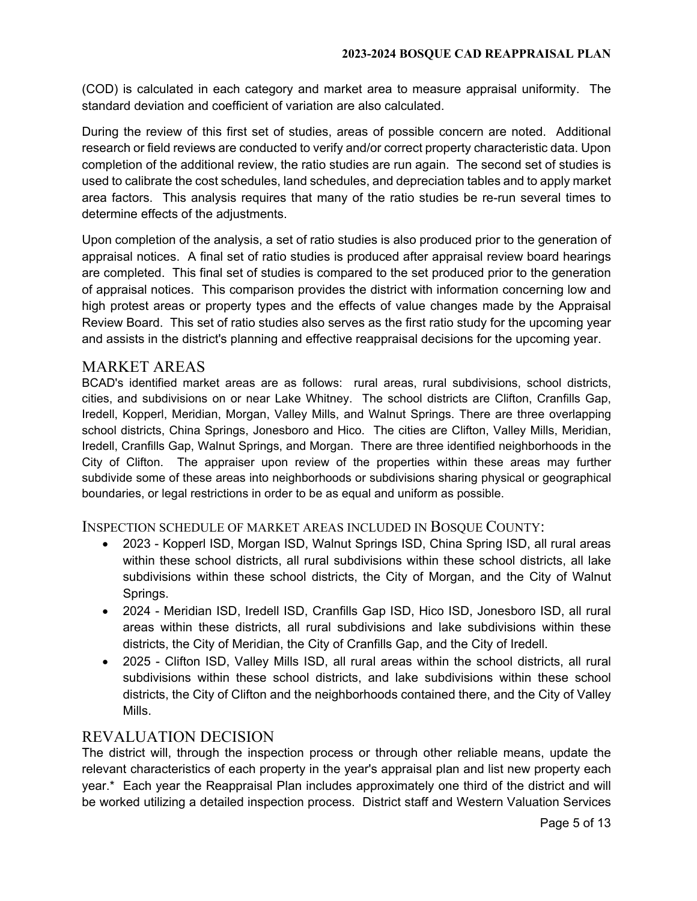(COD) is calculated in each category and market area to measure appraisal uniformity. The standard deviation and coefficient of variation are also calculated.

During the review of this first set of studies, areas of possible concern are noted. Additional research or field reviews are conducted to verify and/or correct property characteristic data. Upon completion of the additional review, the ratio studies are run again. The second set of studies is used to calibrate the cost schedules, land schedules, and depreciation tables and to apply market area factors. This analysis requires that many of the ratio studies be re-run several times to determine effects of the adjustments.

Upon completion of the analysis, a set of ratio studies is also produced prior to the generation of appraisal notices. A final set of ratio studies is produced after appraisal review board hearings are completed. This final set of studies is compared to the set produced prior to the generation of appraisal notices. This comparison provides the district with information concerning low and high protest areas or property types and the effects of value changes made by the Appraisal Review Board. This set of ratio studies also serves as the first ratio study for the upcoming year and assists in the district's planning and effective reappraisal decisions for the upcoming year.

## MARKET AREAS

BCAD's identified market areas are as follows: rural areas, rural subdivisions, school districts, cities, and subdivisions on or near Lake Whitney. The school districts are Clifton, Cranfills Gap, Iredell, Kopperl, Meridian, Morgan, Valley Mills, and Walnut Springs. There are three overlapping school districts, China Springs, Jonesboro and Hico. The cities are Clifton, Valley Mills, Meridian, Iredell, Cranfills Gap, Walnut Springs, and Morgan. There are three identified neighborhoods in the City of Clifton. The appraiser upon review of the properties within these areas may further subdivide some of these areas into neighborhoods or subdivisions sharing physical or geographical boundaries, or legal restrictions in order to be as equal and uniform as possible.

### INSPECTION SCHEDULE OF MARKET AREAS INCLUDED IN BOSQUE COUNTY:

- 2023 - Kopperl ISD, Morgan ISD, Walnut Springs ISD, China Spring ISD, all rural areas within these school districts, all rural subdivisions within these school districts, all lake subdivisions within these school districts, the City of Morgan, and the City of Walnut Springs.
- 2024 - Meridian ISD, Iredell ISD, Cranfills Gap ISD, Hico ISD, Jonesboro ISD, all rural areas within these districts, all rural subdivisions and lake subdivisions within these districts, the City of Meridian, the City of Cranfills Gap, and the City of Iredell.
- 2025 - Clifton ISD, Valley Mills ISD, all rural areas within the school districts, all rural subdivisions within these school districts, and lake subdivisions within these school districts, the City of Clifton and the neighborhoods contained there, and the City of Valley Mills.

## REVALUATION DECISION

The district will, through the inspection process or through other reliable means, update the relevant characteristics of each property in the year's appraisal plan and list new property each year.* Each year the Reappraisal Plan includes approximately one third of the district and will be worked utilizing a detailed inspection process. District staff and Western Valuation Services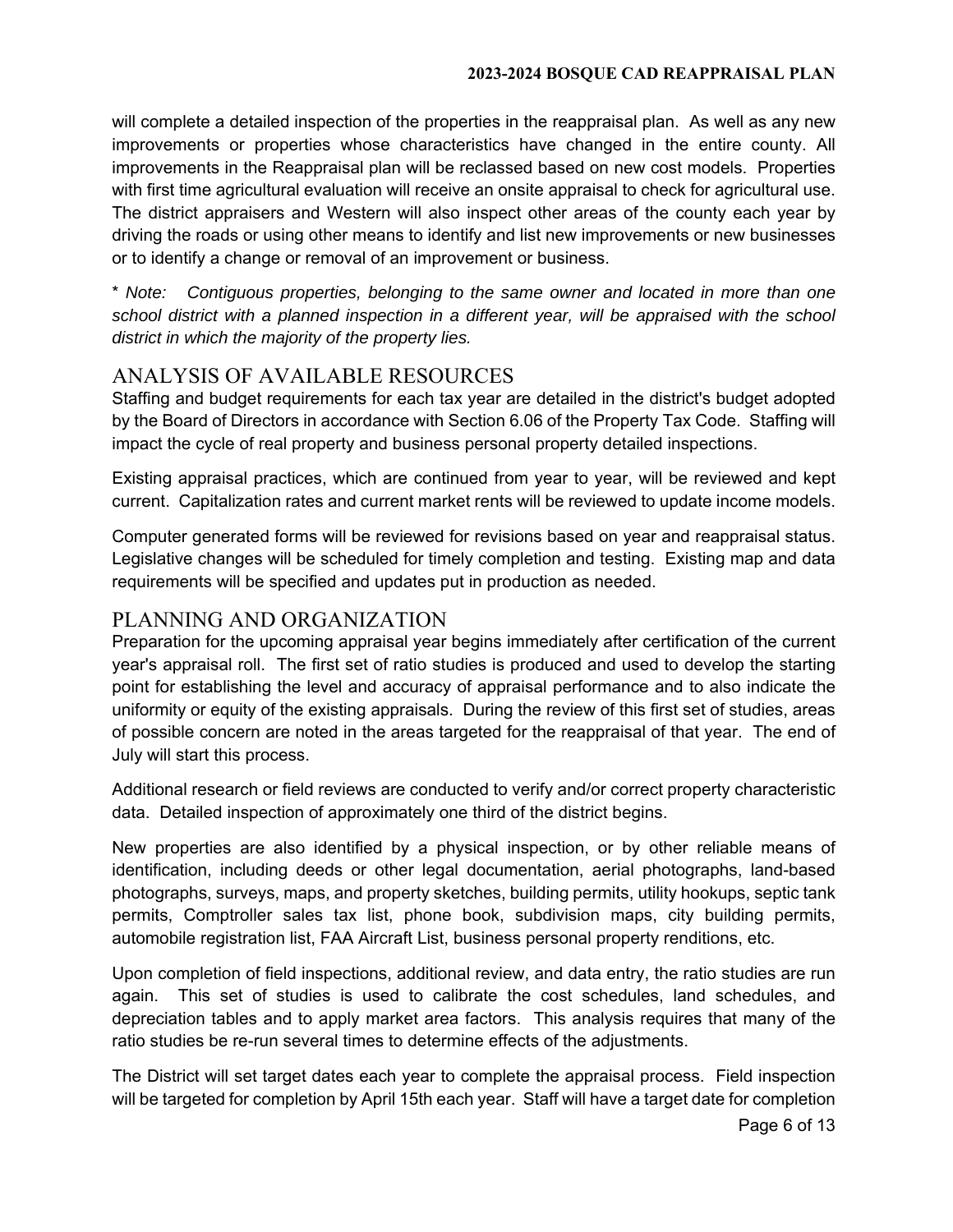will complete a detailed inspection of the properties in the reappraisal plan. As well as any new improvements or properties whose characteristics have changed in the entire county. All improvements in the Reappraisal plan will be reclassed based on new cost models. Properties with first time agricultural evaluation will receive an onsite appraisal to check for agricultural use. The district appraisers and Western will also inspect other areas of the county each year by driving the roads or using other means to identify and list new improvements or new businesses or to identify a change or removal of an improvement or business.

* *Note: Contiguous properties, belonging to the same owner and located in more than one school district with a planned inspection in a different year, will be appraised with the school district in which the majority of the property lies.*

## ANALYSIS OF AVAILABLE RESOURCES

Staffing and budget requirements for each tax year are detailed in the district's budget adopted by the Board of Directors in accordance with Section 6.06 of the Property Tax Code. Staffing will impact the cycle of real property and business personal property detailed inspections.

Existing appraisal practices, which are continued from year to year, will be reviewed and kept current. Capitalization rates and current market rents will be reviewed to update income models.

Computer generated forms will be reviewed for revisions based on year and reappraisal status. Legislative changes will be scheduled for timely completion and testing. Existing map and data requirements will be specified and updates put in production as needed.

## PLANNING AND ORGANIZATION

Preparation for the upcoming appraisal year begins immediately after certification of the current year's appraisal roll. The first set of ratio studies is produced and used to develop the starting point for establishing the level and accuracy of appraisal performance and to also indicate the uniformity or equity of the existing appraisals. During the review of this first set of studies, areas of possible concern are noted in the areas targeted for the reappraisal of that year. The end of July will start this process.

Additional research or field reviews are conducted to verify and/or correct property characteristic data. Detailed inspection of approximately one third of the district begins.

New properties are also identified by a physical inspection, or by other reliable means of identification, including deeds or other legal documentation, aerial photographs, land-based photographs, surveys, maps, and property sketches, building permits, utility hookups, septic tank permits, Comptroller sales tax list, phone book, subdivision maps, city building permits, automobile registration list, FAA Aircraft List, business personal property renditions, etc.

Upon completion of field inspections, additional review, and data entry, the ratio studies are run again. This set of studies is used to calibrate the cost schedules, land schedules, and depreciation tables and to apply market area factors. This analysis requires that many of the ratio studies be re-run several times to determine effects of the adjustments.

The District will set target dates each year to complete the appraisal process. Field inspection will be targeted for completion by April 15th each year. Staff will have a target date for completion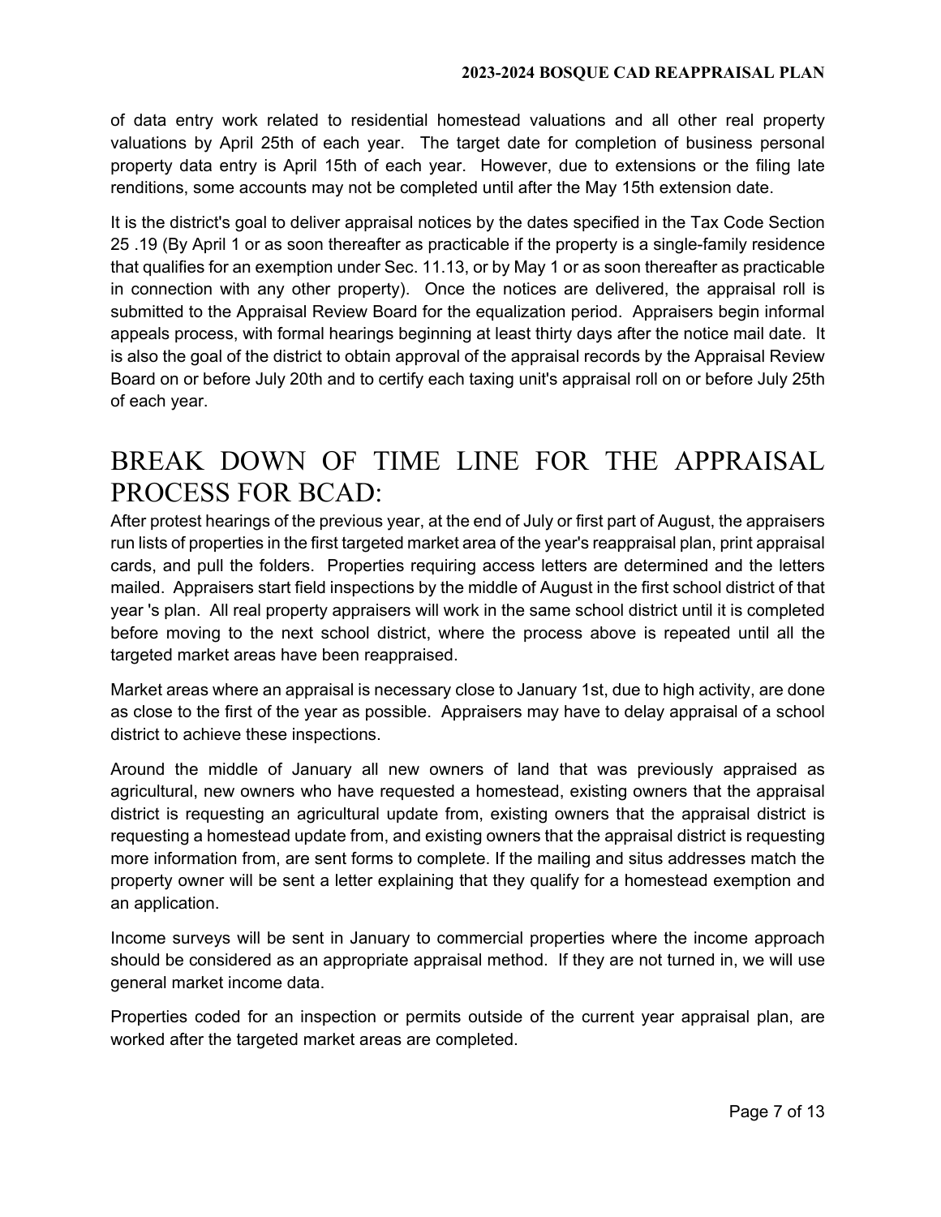of data entry work related to residential homestead valuations and all other real property valuations by April 25th of each year. The target date for completion of business personal property data entry is April 15th of each year. However, due to extensions or the filing late renditions, some accounts may not be completed until after the May 15th extension date.

It is the district's goal to deliver appraisal notices by the dates specified in the Tax Code Section 25 .19 (By April 1 or as soon thereafter as practicable if the property is a single-family residence that qualifies for an exemption under Sec. 11.13, or by May 1 or as soon thereafter as practicable in connection with any other property). Once the notices are delivered, the appraisal roll is submitted to the Appraisal Review Board for the equalization period. Appraisers begin informal appeals process, with formal hearings beginning at least thirty days after the notice mail date. It is also the goal of the district to obtain approval of the appraisal records by the Appraisal Review Board on or before July 20th and to certify each taxing unit's appraisal roll on or before July 25th of each year.

# BREAK DOWN OF TIME LINE FOR THE APPRAISAL PROCESS FOR BCAD:

After protest hearings of the previous year, at the end of July or first part of August, the appraisers run lists of properties in the first targeted market area of the year's reappraisal plan, print appraisal cards, and pull the folders. Properties requiring access letters are determined and the letters mailed. Appraisers start field inspections by the middle of August in the first school district of that year 's plan. All real property appraisers will work in the same school district until it is completed before moving to the next school district, where the process above is repeated until all the targeted market areas have been reappraised.

Market areas where an appraisal is necessary close to January 1st, due to high activity, are done as close to the first of the year as possible. Appraisers may have to delay appraisal of a school district to achieve these inspections.

Around the middle of January all new owners of land that was previously appraised as agricultural, new owners who have requested a homestead, existing owners that the appraisal district is requesting an agricultural update from, existing owners that the appraisal district is requesting a homestead update from, and existing owners that the appraisal district is requesting more information from, are sent forms to complete. If the mailing and situs addresses match the property owner will be sent a letter explaining that they qualify for a homestead exemption and an application.

Income surveys will be sent in January to commercial properties where the income approach should be considered as an appropriate appraisal method. If they are not turned in, we will use general market income data.

Properties coded for an inspection or permits outside of the current year appraisal plan, are worked after the targeted market areas are completed.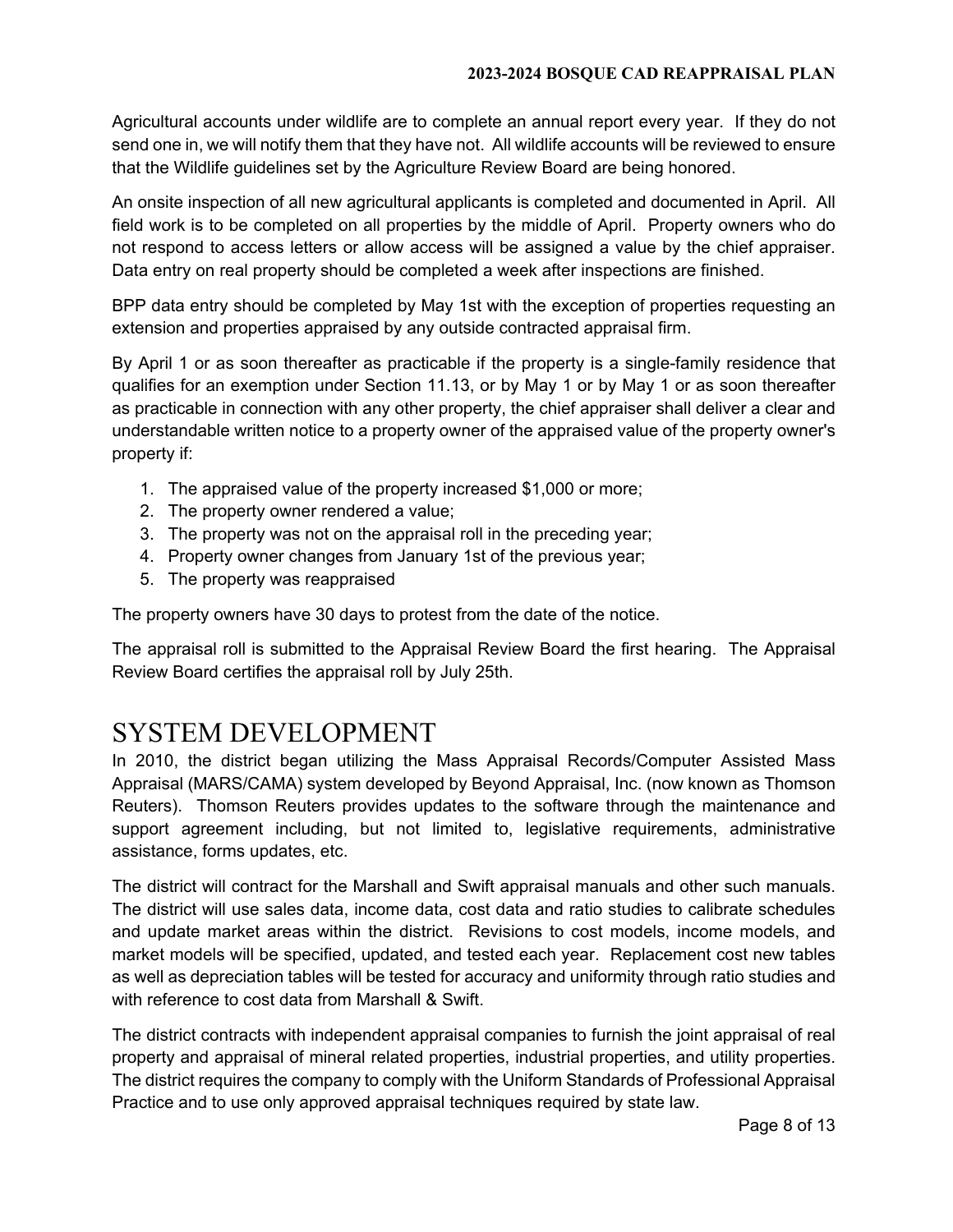Agricultural accounts under wildlife are to complete an annual report every year. If they do not send one in, we will notify them that they have not. All wildlife accounts will be reviewed to ensure that the Wildlife guidelines set by the Agriculture Review Board are being honored.

An onsite inspection of all new agricultural applicants is completed and documented in April. All field work is to be completed on all properties by the middle of April. Property owners who do not respond to access letters or allow access will be assigned a value by the chief appraiser. Data entry on real property should be completed a week after inspections are finished.

BPP data entry should be completed by May 1st with the exception of properties requesting an extension and properties appraised by any outside contracted appraisal firm.

By April 1 or as soon thereafter as practicable if the property is a single-family residence that qualifies for an exemption under Section 11.13, or by May 1 or by May 1 or as soon thereafter as practicable in connection with any other property, the chief appraiser shall deliver a clear and understandable written notice to a property owner of the appraised value of the property owner's property if:

1. The appraised value of the property increased $1,000 or more;
2. The property owner rendered a value;
3. The property was not on the appraisal roll in the preceding year;
4. Property owner changes from January 1st of the previous year;
5. The property was reappraised

The property owners have 30 days to protest from the date of the notice.

The appraisal roll is submitted to the Appraisal Review Board the first hearing. The Appraisal Review Board certifies the appraisal roll by July 25th.

# SYSTEM DEVELOPMENT

In 2010, the district began utilizing the Mass Appraisal Records/Computer Assisted Mass Appraisal (MARS/CAMA) system developed by Beyond Appraisal, Inc. (now known as Thomson Reuters). Thomson Reuters provides updates to the software through the maintenance and support agreement including, but not limited to, legislative requirements, administrative assistance, forms updates, etc.

The district will contract for the Marshall and Swift appraisal manuals and other such manuals. The district will use sales data, income data, cost data and ratio studies to calibrate schedules and update market areas within the district. Revisions to cost models, income models, and market models will be specified, updated, and tested each year. Replacement cost new tables as well as depreciation tables will be tested for accuracy and uniformity through ratio studies and with reference to cost data from Marshall & Swift.

The district contracts with independent appraisal companies to furnish the joint appraisal of real property and appraisal of mineral related properties, industrial properties, and utility properties. The district requires the company to comply with the Uniform Standards of Professional Appraisal Practice and to use only approved appraisal techniques required by state law.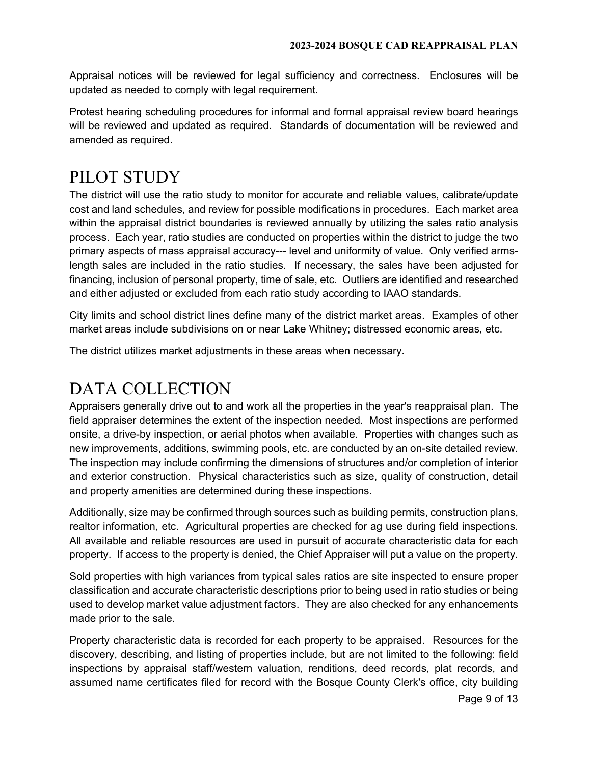Appraisal notices will be reviewed for legal sufficiency and correctness. Enclosures will be updated as needed to comply with legal requirement.

Protest hearing scheduling procedures for informal and formal appraisal review board hearings will be reviewed and updated as required. Standards of documentation will be reviewed and amended as required.

# PILOT STUDY

The district will use the ratio study to monitor for accurate and reliable values, calibrate/update cost and land schedules, and review for possible modifications in procedures. Each market area within the appraisal district boundaries is reviewed annually by utilizing the sales ratio analysis process. Each year, ratio studies are conducted on properties within the district to judge the two primary aspects of mass appraisal accuracy--- level and uniformity of value. Only verified arms-length sales are included in the ratio studies. If necessary, the sales have been adjusted for financing, inclusion of personal property, time of sale, etc. Outliers are identified and researched and either adjusted or excluded from each ratio study according to IAAO standards.

City limits and school district lines define many of the district market areas. Examples of other market areas include subdivisions on or near Lake Whitney; distressed economic areas, etc.

The district utilizes market adjustments in these areas when necessary.

# DATA COLLECTION

Appraisers generally drive out to and work all the properties in the year's reappraisal plan. The field appraiser determines the extent of the inspection needed. Most inspections are performed onsite, a drive-by inspection, or aerial photos when available. Properties with changes such as new improvements, additions, swimming pools, etc. are conducted by an on-site detailed review. The inspection may include confirming the dimensions of structures and/or completion of interior and exterior construction. Physical characteristics such as size, quality of construction, detail and property amenities are determined during these inspections.

Additionally, size may be confirmed through sources such as building permits, construction plans, realtor information, etc. Agricultural properties are checked for ag use during field inspections. All available and reliable resources are used in pursuit of accurate characteristic data for each property. If access to the property is denied, the Chief Appraiser will put a value on the property.

Sold properties with high variances from typical sales ratios are site inspected to ensure proper classification and accurate characteristic descriptions prior to being used in ratio studies or being used to develop market value adjustment factors. They are also checked for any enhancements made prior to the sale.

Property characteristic data is recorded for each property to be appraised. Resources for the discovery, describing, and listing of properties include, but are not limited to the following: field inspections by appraisal staff/western valuation, renditions, deed records, plat records, and assumed name certificates filed for record with the Bosque County Clerk's office, city building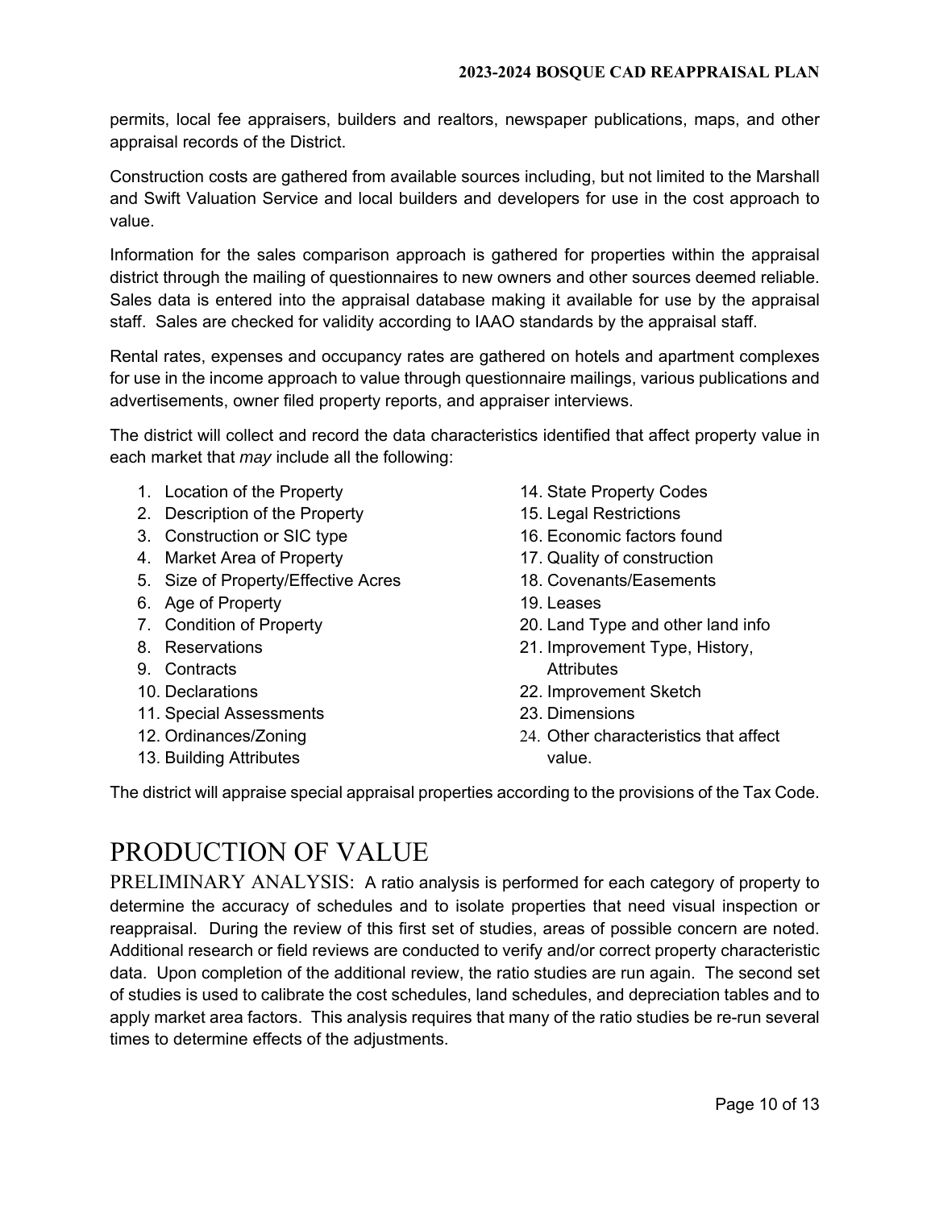permits, local fee appraisers, builders and realtors, newspaper publications, maps, and other appraisal records of the District.

Construction costs are gathered from available sources including, but not limited to the Marshall and Swift Valuation Service and local builders and developers for use in the cost approach to value.

Information for the sales comparison approach is gathered for properties within the appraisal district through the mailing of questionnaires to new owners and other sources deemed reliable. Sales data is entered into the appraisal database making it available for use by the appraisal staff. Sales are checked for validity according to IAAO standards by the appraisal staff.

Rental rates, expenses and occupancy rates are gathered on hotels and apartment complexes for use in the income approach to value through questionnaire mailings, various publications and advertisements, owner filed property reports, and appraiser interviews.

The district will collect and record the data characteristics identified that affect property value in each market that *may* include all the following:

1. Location of the Property
2. Description of the Property
3. Construction or SIC type
4. Market Area of Property
5. Size of Property/Effective Acres
6. Age of Property
7. Condition of Property
8. Reservations
9. Contracts
10. Declarations
11. Special Assessments
12. Ordinances/Zoning
13. Building Attributes
14. State Property Codes
15. Legal Restrictions
16. Economic factors found
17. Quality of construction
18. Covenants/Easements
19. Leases
20. Land Type and other land info
21. Improvement Type, History, Attributes
22. Improvement Sketch
23. Dimensions
24. Other characteristics that affect value.

The district will appraise special appraisal properties according to the provisions of the Tax Code.

# PRODUCTION OF VALUE

PRELIMINARY ANALYSIS: A ratio analysis is performed for each category of property to determine the accuracy of schedules and to isolate properties that need visual inspection or reappraisal. During the review of this first set of studies, areas of possible concern are noted. Additional research or field reviews are conducted to verify and/or correct property characteristic data. Upon completion of the additional review, the ratio studies are run again. The second set of studies is used to calibrate the cost schedules, land schedules, and depreciation tables and to apply market area factors. This analysis requires that many of the ratio studies be re-run several times to determine effects of the adjustments.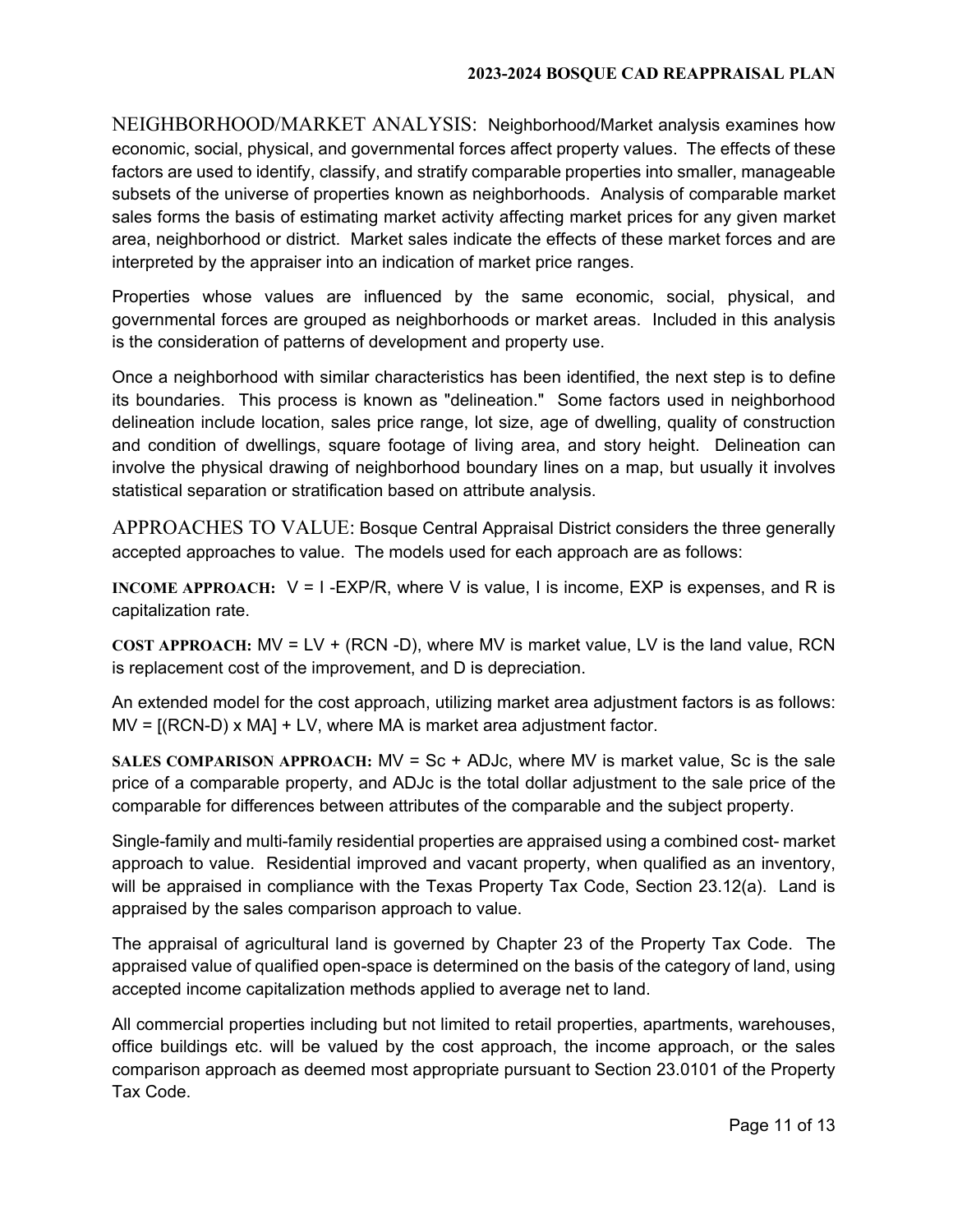NEIGHBORHOOD/MARKET ANALYSIS: Neighborhood/Market analysis examines how economic, social, physical, and governmental forces affect property values. The effects of these factors are used to identify, classify, and stratify comparable properties into smaller, manageable subsets of the universe of properties known as neighborhoods. Analysis of comparable market sales forms the basis of estimating market activity affecting market prices for any given market area, neighborhood or district. Market sales indicate the effects of these market forces and are interpreted by the appraiser into an indication of market price ranges.

Properties whose values are influenced by the same economic, social, physical, and governmental forces are grouped as neighborhoods or market areas. Included in this analysis is the consideration of patterns of development and property use.

Once a neighborhood with similar characteristics has been identified, the next step is to define its boundaries. This process is known as "delineation." Some factors used in neighborhood delineation include location, sales price range, lot size, age of dwelling, quality of construction and condition of dwellings, square footage of living area, and story height. Delineation can involve the physical drawing of neighborhood boundary lines on a map, but usually it involves statistical separation or stratification based on attribute analysis.

APPROACHES TO VALUE: Bosque Central Appraisal District considers the three generally accepted approaches to value. The models used for each approach are as follows:

**INCOME APPROACH:** $V = I - EXP/R$, where V is value, I is income, EXP is expenses, and R is capitalization rate.

**COST APPROACH:** $MV = LV + (RCN - D)$, where MV is market value, LV is the land value, RCN is replacement cost of the improvement, and D is depreciation.

An extended model for the cost approach, utilizing market area adjustment factors is as follows: $MV = [(RCN-D) \times MA] + LV$, where MA is market area adjustment factor.

**SALES COMPARISON APPROACH:** $MV = Sc + ADJc$, where MV is market value, Sc is the sale price of a comparable property, and ADJc is the total dollar adjustment to the sale price of the comparable for differences between attributes of the comparable and the subject property.

Single-family and multi-family residential properties are appraised using a combined cost- market approach to value. Residential improved and vacant property, when qualified as an inventory, will be appraised in compliance with the Texas Property Tax Code, Section 23.12(a). Land is appraised by the sales comparison approach to value.

The appraisal of agricultural land is governed by Chapter 23 of the Property Tax Code. The appraised value of qualified open-space is determined on the basis of the category of land, using accepted income capitalization methods applied to average net to land.

All commercial properties including but not limited to retail properties, apartments, warehouses, office buildings etc. will be valued by the cost approach, the income approach, or the sales comparison approach as deemed most appropriate pursuant to Section 23.0101 of the Property Tax Code.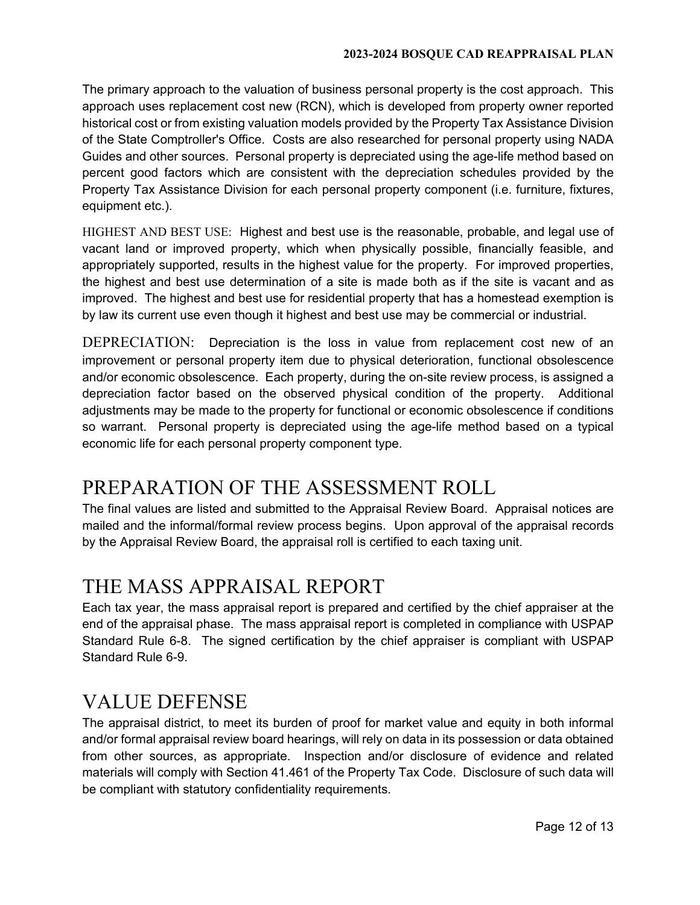The primary approach to the valuation of business personal property is the cost approach. This approach uses replacement cost new (RCN), which is developed from property owner reported historical cost or from existing valuation models provided by the Property Tax Assistance Division of the State Comptroller's Office. Costs are also researched for personal property using NADA Guides and other sources. Personal property is depreciated using the age-life method based on percent good factors which are consistent with the depreciation schedules provided by the Property Tax Assistance Division for each personal property component (i.e. furniture, fixtures, equipment etc.).

HIGHEST AND BEST USE: Highest and best use is the reasonable, probable, and legal use of vacant land or improved property, which when physically possible, financially feasible, and appropriately supported, results in the highest value for the property. For improved properties, the highest and best use determination of a site is made both as if the site is vacant and as improved. The highest and best use for residential property that has a homestead exemption is by law its current use even though it highest and best use may be commercial or industrial.

DEPRECIATION: Depreciation is the loss in value from replacement cost new of an improvement or personal property item due to physical deterioration, functional obsolescence and/or economic obsolescence. Each property, during the on-site review process, is assigned a depreciation factor based on the observed physical condition of the property. Additional adjustments may be made to the property for functional or economic obsolescence if conditions so warrant. Personal property is depreciated using the age-life method based on a typical economic life for each personal property component type.

# PREPARATION OF THE ASSESSMENT ROLL

The final values are listed and submitted to the Appraisal Review Board. Appraisal notices are mailed and the informal/formal review process begins. Upon approval of the appraisal records by the Appraisal Review Board, the appraisal roll is certified to each taxing unit.

# THE MASS APPRAISAL REPORT

Each tax year, the mass appraisal report is prepared and certified by the chief appraiser at the end of the appraisal phase. The mass appraisal report is completed in compliance with USPAP Standard Rule 6-8. The signed certification by the chief appraiser is compliant with USPAP Standard Rule 6-9.

# VALUE DEFENSE

The appraisal district, to meet its burden of proof for market value and equity in both informal and/or formal appraisal review board hearings, will rely on data in its possession or data obtained from other sources, as appropriate. Inspection and/or disclosure of evidence and related materials will comply with Section 41.461 of the Property Tax Code. Disclosure of such data will be compliant with statutory confidentiality requirements.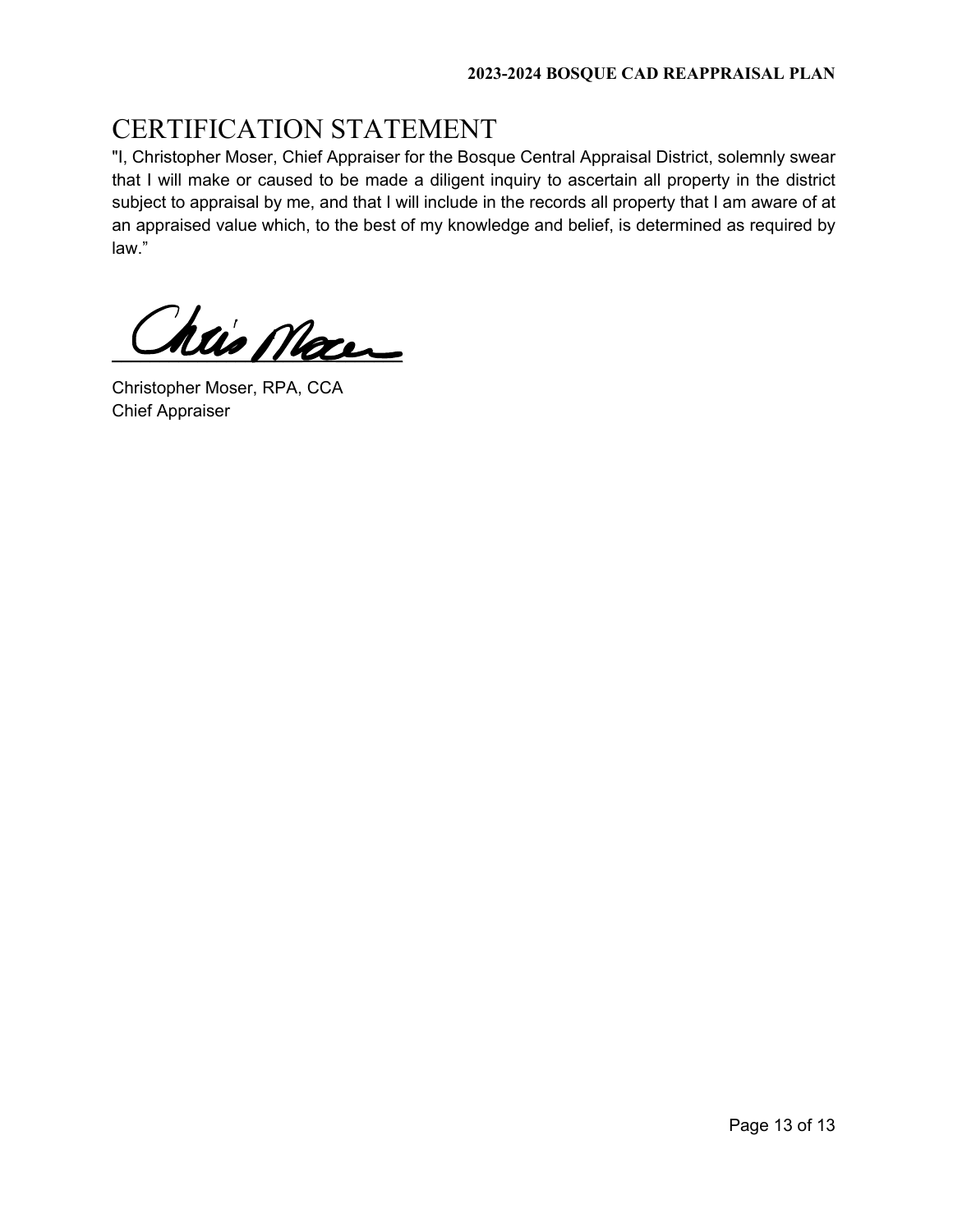# CERTIFICATION STATEMENT

"I, Christopher Moser, Chief Appraiser for the Bosque Central Appraisal District, solemnly swear that I will make or caused to be made a diligent inquiry to ascertain all property in the district subject to appraisal by me, and that I will include in the records all property that I am aware of at an appraised value which, to the best of my knowledge and belief, is determined as required by law."

Christopher Moser, RPA, CCA
Chief Appraiser